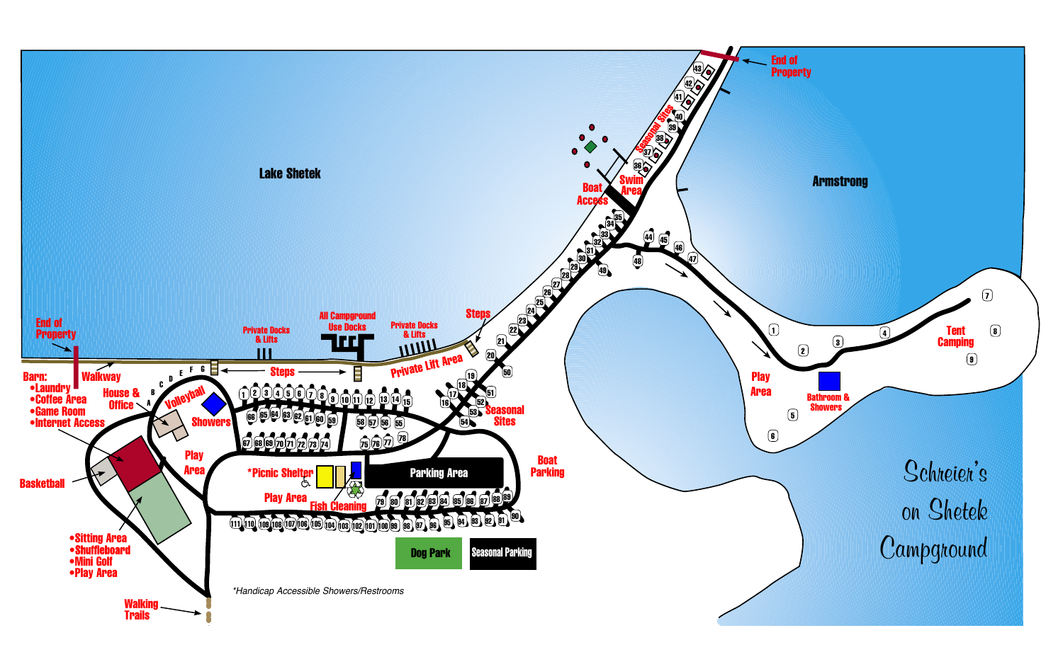# Schreier's on Shetek Campground

Lake Shetek

Armstrong

End of Property

End of Property

Boat Access

Swim Area

Seasonal Sites

Steps

Private Docks & Lifts

All Campground Use Docks

Private Docks & Lifts

Private Lift Area

Walkway

Steps

Barn:
- Laundry
- Coffee Area
- Game Room
- Internet Access

House & Office

Volleyball

Showers

Play Area

Basketball

- Sitting Area
- Shuffleboard
- Mini Golf
- Play Area

Walking Trails

*Picnic Shelter

Play Area

Fish Cleaning

Parking Area

Boat Parking

Seasonal Sites

Dog Park

Seasonal Parking

Play Area

Bathroom & Showers

Tent Camping

*Handicap Accessible Showers/Restrooms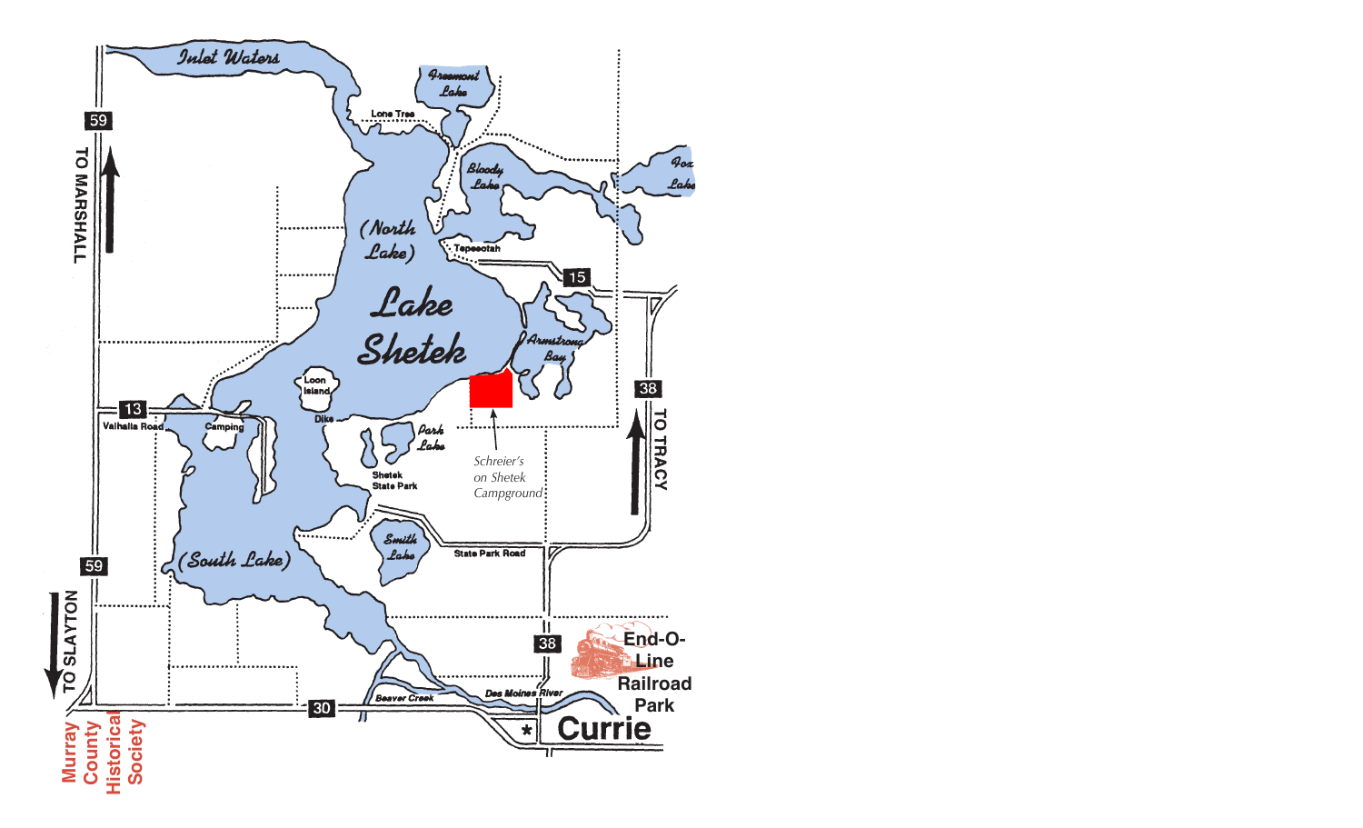Inlet Waters

Fremont Lake

Lone Tree

Bloody Lake

Fox Lake

59

TO MARSHALL

(North Lake)

Tepeeotah

15

Lake Shetek

Armstrong Bay

38

TO TRACY

Loon Island

13

Valhalla Road

Camping

Dike

Park Lake

Schreier's on Shetek Campground

Shetek State Park

Smith Lake

State Park Road

59

(South Lake)

TO SLAYTON

38

End-O-Line Railroad Park

30

Beaver Creek

Des Moines River

Currie

Murray County Historical Society